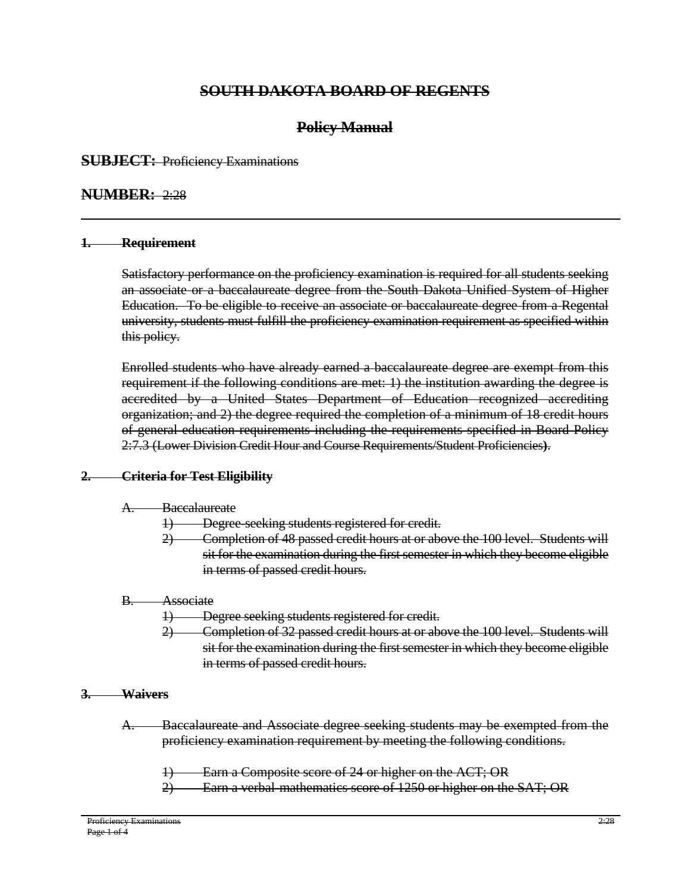# SOUTH DAKOTA BOARD OF REGENTS

## Policy Manual

**SUBJECT:** Proficiency Examinations

**NUMBER:** 2:28

---

### 1. Requirement

Satisfactory performance on the proficiency examination is required for all students seeking an associate or a baccalaureate degree from the South Dakota Unified System of Higher Education. To be eligible to receive an associate or baccalaureate degree from a Regental university, students must fulfill the proficiency examination requirement as specified within this policy.

Enrolled students who have already earned a baccalaureate degree are exempt from this requirement if the following conditions are met: 1) the institution awarding the degree is accredited by a United States Department of Education recognized accrediting organization; and 2) the degree required the completion of a minimum of 18 credit hours of general education requirements including the requirements specified in Board Policy 2:7.3 (Lower Division Credit Hour and Course Requirements/Student Proficiencies**)**.

### 2. Criteria for Test Eligibility

A. Baccalaureate

1) Degree-seeking students registered for credit.
2) Completion of 48 passed credit hours at or above the 100 level. Students will sit for the examination during the first semester in which they become eligible in terms of passed credit hours.

B. Associate

1) Degree seeking students registered for credit.
2) Completion of 32 passed credit hours at or above the 100 level. Students will sit for the examination during the first semester in which they become eligible in terms of passed credit hours.

### 3. Waivers

A. Baccalaureate and Associate degree seeking students may be exempted from the proficiency examination requirement by meeting the following conditions.

1) Earn a Composite score of 24 or higher on the ACT; OR
2) Earn a verbal-mathematics score of 1250 or higher on the SAT; OR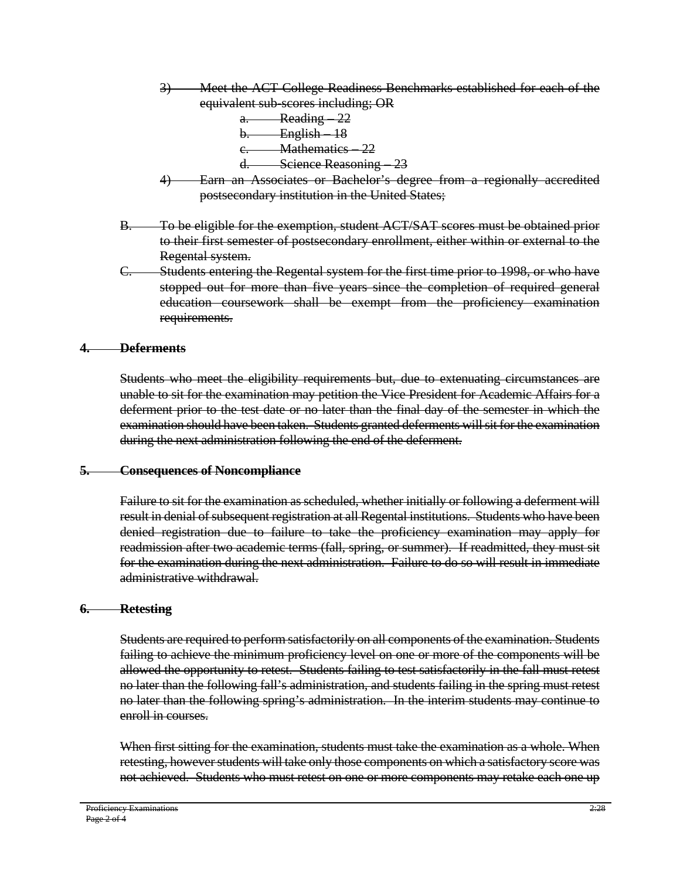3) Meet the ACT College Readiness Benchmarks established for each of the equivalent sub-scores including; OR

   a. Reading – 22
   b. English – 18
   c. Mathematics – 22
   d. Science Reasoning – 23

4) Earn an Associates or Bachelor's degree from a regionally accredited postsecondary institution in the United States;

B. To be eligible for the exemption, student ACT/SAT scores must be obtained prior to their first semester of postsecondary enrollment, either within or external to the Regental system.

C. Students entering the Regental system for the first time prior to 1998, or who have stopped out for more than five years since the completion of required general education coursework shall be exempt from the proficiency examination requirements.

## 4. Deferments

Students who meet the eligibility requirements but, due to extenuating circumstances are unable to sit for the examination may petition the Vice President for Academic Affairs for a deferment prior to the test date or no later than the final day of the semester in which the examination should have been taken. Students granted deferments will sit for the examination during the next administration following the end of the deferment.

## 5. Consequences of Noncompliance

Failure to sit for the examination as scheduled, whether initially or following a deferment will result in denial of subsequent registration at all Regental institutions. Students who have been denied registration due to failure to take the proficiency examination may apply for readmission after two academic terms (fall, spring, or summer). If readmitted, they must sit for the examination during the next administration. Failure to do so will result in immediate administrative withdrawal.

## 6. Retesting

Students are required to perform satisfactorily on all components of the examination. Students failing to achieve the minimum proficiency level on one or more of the components will be allowed the opportunity to retest. Students failing to test satisfactorily in the fall must retest no later than the following fall's administration, and students failing in the spring must retest no later than the following spring's administration. In the interim students may continue to enroll in courses.

When first sitting for the examination, students must take the examination as a whole. When retesting, however students will take only those components on which a satisfactory score was not achieved. Students who must retest on one or more components may retake each one up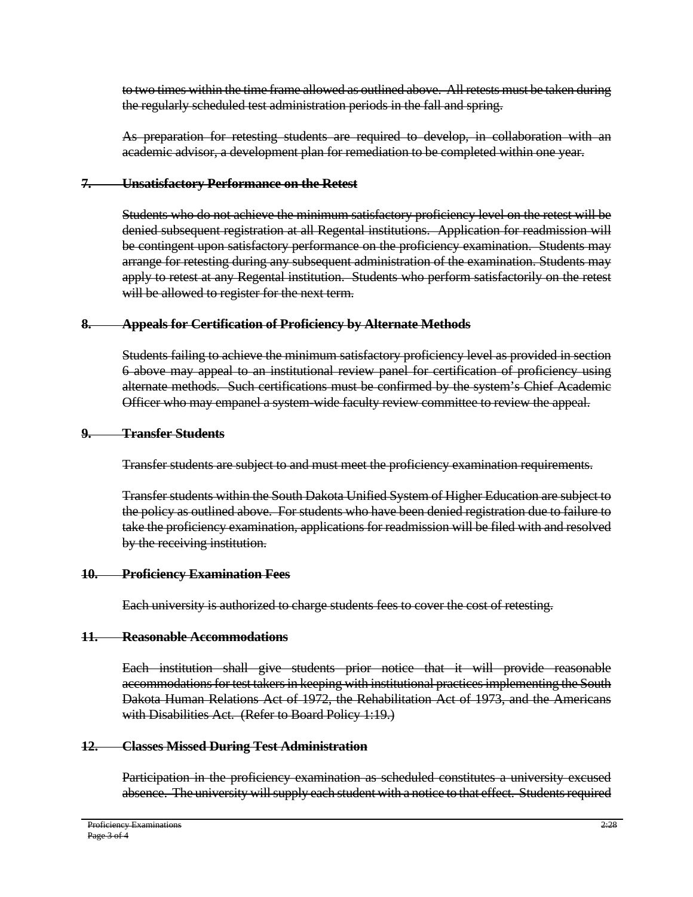to two times within the time frame allowed as outlined above. All retests must be taken during the regularly scheduled test administration periods in the fall and spring.

As preparation for retesting students are required to develop, in collaboration with an academic advisor, a development plan for remediation to be completed within one year.

**7. Unsatisfactory Performance on the Retest**

Students who do not achieve the minimum satisfactory proficiency level on the retest will be denied subsequent registration at all Regental institutions. Application for readmission will be contingent upon satisfactory performance on the proficiency examination. Students may arrange for retesting during any subsequent administration of the examination. Students may apply to retest at any Regental institution. Students who perform satisfactorily on the retest will be allowed to register for the next term.

**8. Appeals for Certification of Proficiency by Alternate Methods**

Students failing to achieve the minimum satisfactory proficiency level as provided in section 6 above may appeal to an institutional review panel for certification of proficiency using alternate methods. Such certifications must be confirmed by the system's Chief Academic Officer who may empanel a system-wide faculty review committee to review the appeal.

**9. Transfer Students**

Transfer students are subject to and must meet the proficiency examination requirements.

Transfer students within the South Dakota Unified System of Higher Education are subject to the policy as outlined above. For students who have been denied registration due to failure to take the proficiency examination, applications for readmission will be filed with and resolved by the receiving institution.

**10. Proficiency Examination Fees**

Each university is authorized to charge students fees to cover the cost of retesting.

**11. Reasonable Accommodations**

Each institution shall give students prior notice that it will provide reasonable accommodations for test takers in keeping with institutional practices implementing the South Dakota Human Relations Act of 1972, the Rehabilitation Act of 1973, and the Americans with Disabilities Act. (Refer to Board Policy 1:19.)

**12. Classes Missed During Test Administration**

Participation in the proficiency examination as scheduled constitutes a university excused absence. The university will supply each student with a notice to that effect. Students required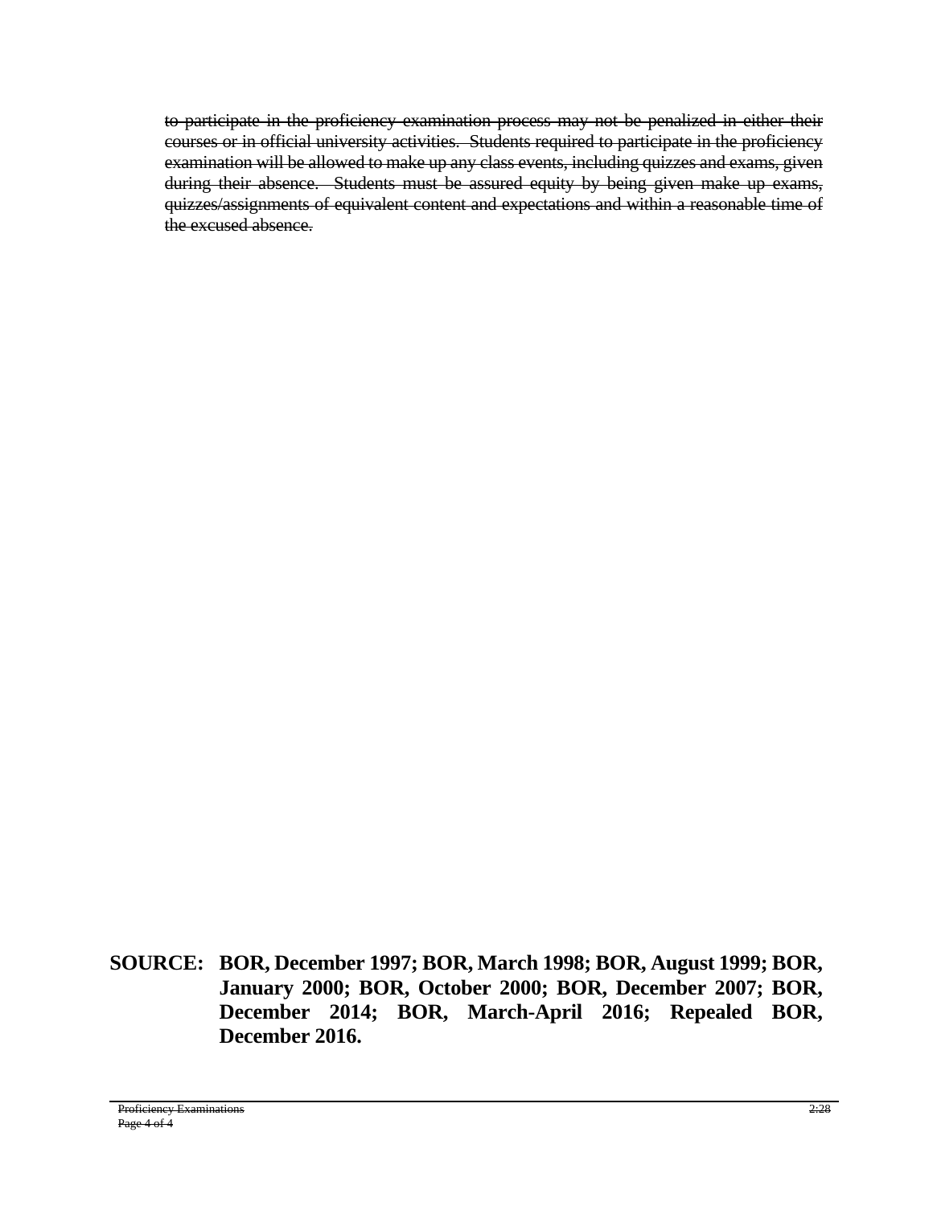~~to participate in the proficiency examination process may not be penalized in either their courses or in official university activities. Students required to participate in the proficiency examination will be allowed to make up any class events, including quizzes and exams, given during their absence. Students must be assured equity by being given make up exams, quizzes/assignments of equivalent content and expectations and within a reasonable time of the excused absence.~~

**SOURCE: BOR, December 1997; BOR, March 1998; BOR, August 1999; BOR, January 2000; BOR, October 2000; BOR, December 2007; BOR, December 2014; BOR, March-April 2016; Repealed BOR, December 2016.**